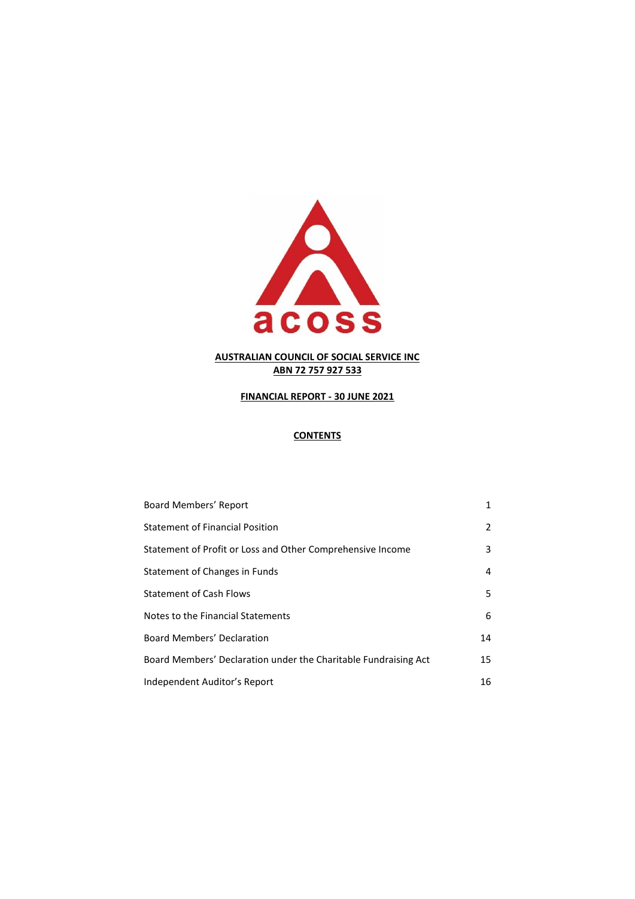**AUSTRALIAN COUNCIL OF SOCIAL SERVICE INC**
**ABN 72 757 927 533**

**FINANCIAL REPORT - 30 JUNE 2021**

**CONTENTS**

| | |
|---|---|
| Board Members' Report | 1 |
| Statement of Financial Position | 2 |
| Statement of Profit or Loss and Other Comprehensive Income | 3 |
| Statement of Changes in Funds | 4 |
| Statement of Cash Flows | 5 |
| Notes to the Financial Statements | 6 |
| Board Members' Declaration | 14 |
| Board Members' Declaration under the Charitable Fundraising Act | 15 |
| Independent Auditor's Report | 16 |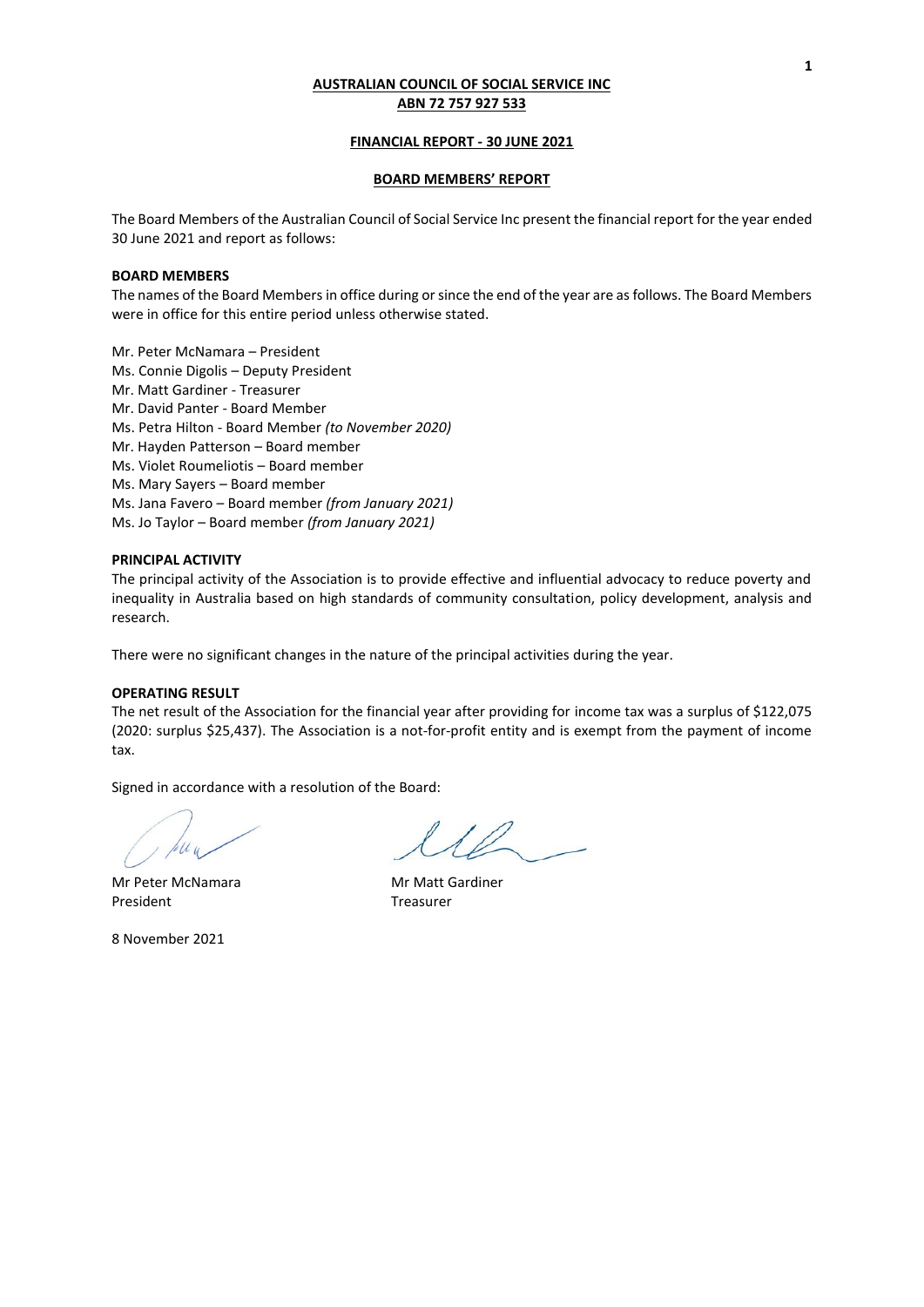**AUSTRALIAN COUNCIL OF SOCIAL SERVICE INC**
**ABN 72 757 927 533**

**FINANCIAL REPORT - 30 JUNE 2021**

**BOARD MEMBERS' REPORT**

The Board Members of the Australian Council of Social Service Inc present the financial report for the year ended 30 June 2021 and report as follows:

**BOARD MEMBERS**

The names of the Board Members in office during or since the end of the year are as follows. The Board Members were in office for this entire period unless otherwise stated.

Mr. Peter McNamara – President
Ms. Connie Digolis – Deputy President
Mr. Matt Gardiner - Treasurer
Mr. David Panter - Board Member
Ms. Petra Hilton - Board Member *(to November 2020)*
Mr. Hayden Patterson – Board member
Ms. Violet Roumeliotis – Board member
Ms. Mary Sayers – Board member
Ms. Jana Favero – Board member *(from January 2021)*
Ms. Jo Taylor – Board member *(from January 2021)*

**PRINCIPAL ACTIVITY**

The principal activity of the Association is to provide effective and influential advocacy to reduce poverty and inequality in Australia based on high standards of community consultation, policy development, analysis and research.

There were no significant changes in the nature of the principal activities during the year.

**OPERATING RESULT**

The net result of the Association for the financial year after providing for income tax was a surplus of $122,075 (2020: surplus $25,437). The Association is a not-for-profit entity and is exempt from the payment of income tax.

Signed in accordance with a resolution of the Board:

Mr Peter McNamara
President

Mr Matt Gardiner
Treasurer

8 November 2021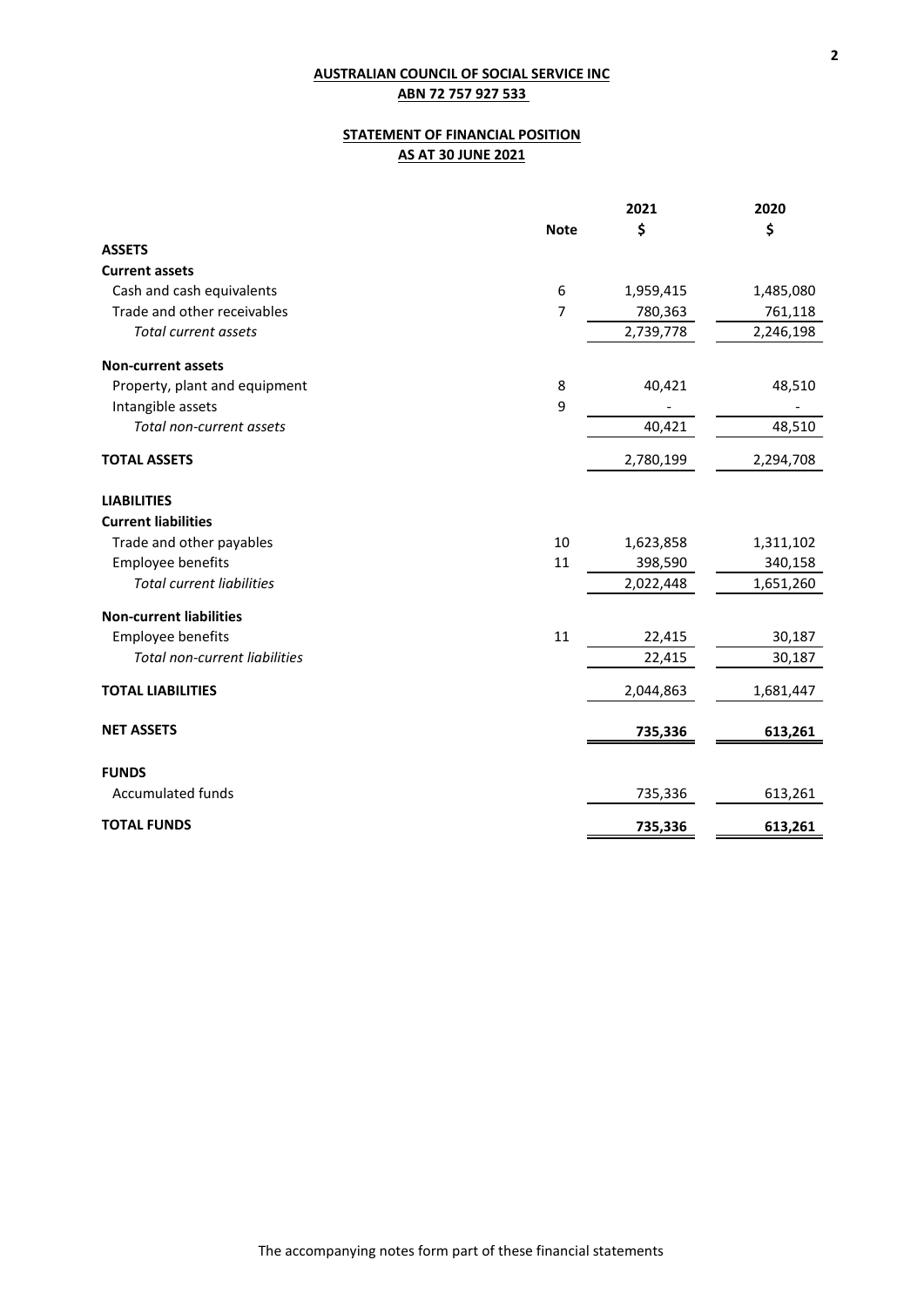**AUSTRALIAN COUNCIL OF SOCIAL SERVICE INC**
**ABN 72 757 927 533**

**STATEMENT OF FINANCIAL POSITION**
**AS AT 30 JUNE 2021**

| | Note | 2021 $ | 2020 $ |
|---|---|---|---|
| **ASSETS** | | | |
| **Current assets** | | | |
| Cash and cash equivalents | 6 | 1,959,415 | 1,485,080 |
| Trade and other receivables | 7 | 780,363 | 761,118 |
| *Total current assets* | | 2,739,778 | 2,246,198 |
| **Non-current assets** | | | |
| Property, plant and equipment | 8 | 40,421 | 48,510 |
| Intangible assets | 9 | - | - |
| *Total non-current assets* | | 40,421 | 48,510 |
| **TOTAL ASSETS** | | 2,780,199 | 2,294,708 |
| **LIABILITIES** | | | |
| **Current liabilities** | | | |
| Trade and other payables | 10 | 1,623,858 | 1,311,102 |
| Employee benefits | 11 | 398,590 | 340,158 |
| *Total current liabilities* | | 2,022,448 | 1,651,260 |
| **Non-current liabilities** | | | |
| Employee benefits | 11 | 22,415 | 30,187 |
| *Total non-current liabilities* | | 22,415 | 30,187 |
| **TOTAL LIABILITIES** | | 2,044,863 | 1,681,447 |
| **NET ASSETS** | | **735,336** | **613,261** |
| **FUNDS** | | | |
| Accumulated funds | | 735,336 | 613,261 |
| **TOTAL FUNDS** | | **735,336** | **613,261** |

The accompanying notes form part of these financial statements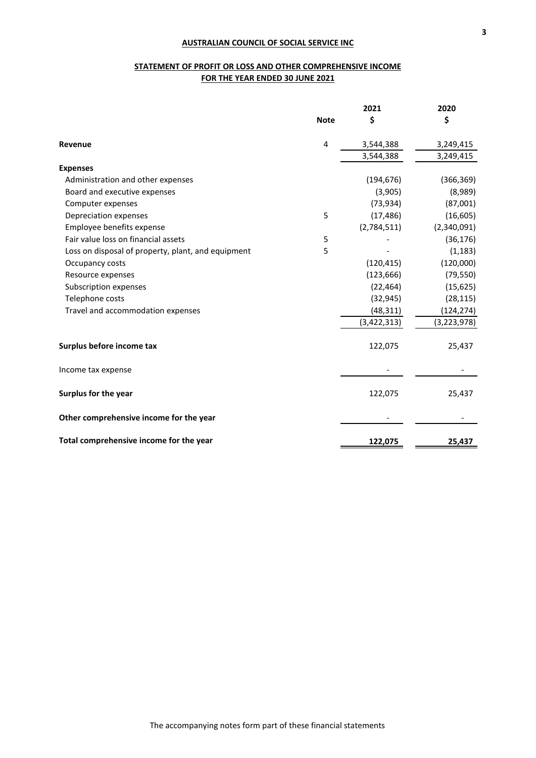**AUSTRALIAN COUNCIL OF SOCIAL SERVICE INC**

**STATEMENT OF PROFIT OR LOSS AND OTHER COMPREHENSIVE INCOME**
**FOR THE YEAR ENDED 30 JUNE 2021**

| | Note | 2021 $ | 2020 $ |
|---|---|---|---|
| **Revenue** | 4 | 3,544,388 | 3,249,415 |
| | | 3,544,388 | 3,249,415 |
| **Expenses** | | | |
| Administration and other expenses | | (194,676) | (366,369) |
| Board and executive expenses | | (3,905) | (8,989) |
| Computer expenses | | (73,934) | (87,001) |
| Depreciation expenses | 5 | (17,486) | (16,605) |
| Employee benefits expense | | (2,784,511) | (2,340,091) |
| Fair value loss on financial assets | 5 | - | (36,176) |
| Loss on disposal of property, plant, and equipment | 5 | - | (1,183) |
| Occupancy costs | | (120,415) | (120,000) |
| Resource expenses | | (123,666) | (79,550) |
| Subscription expenses | | (22,464) | (15,625) |
| Telephone costs | | (32,945) | (28,115) |
| Travel and accommodation expenses | | (48,311) | (124,274) |
| | | (3,422,313) | (3,223,978) |
| **Surplus before income tax** | | 122,075 | 25,437 |
| Income tax expense | | - | - |
| **Surplus for the year** | | 122,075 | 25,437 |
| **Other comprehensive income for the year** | | - | - |
| **Total comprehensive income for the year** | | **122,075** | **25,437** |

The accompanying notes form part of these financial statements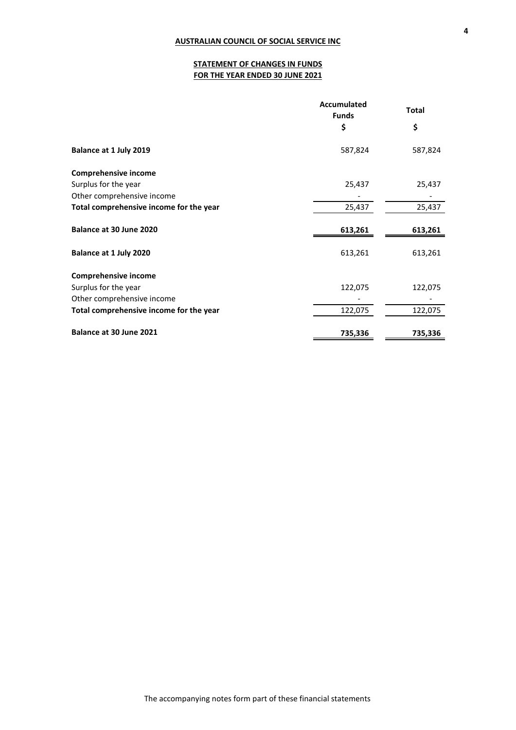**AUSTRALIAN COUNCIL OF SOCIAL SERVICE INC**

**STATEMENT OF CHANGES IN FUNDS**
**FOR THE YEAR ENDED 30 JUNE 2021**

| | Accumulated Funds | Total |
|---|---|---|
| | $ | $ |
| **Balance at 1 July 2019** | 587,824 | 587,824 |
| **Comprehensive income** | | |
| Surplus for the year | 25,437 | 25,437 |
| Other comprehensive income | - | - |
| **Total comprehensive income for the year** | 25,437 | 25,437 |
| **Balance at 30 June 2020** | **613,261** | **613,261** |
| **Balance at 1 July 2020** | 613,261 | 613,261 |
| **Comprehensive income** | | |
| Surplus for the year | 122,075 | 122,075 |
| Other comprehensive income | - | - |
| **Total comprehensive income for the year** | 122,075 | 122,075 |
| **Balance at 30 June 2021** | **735,336** | **735,336** |

The accompanying notes form part of these financial statements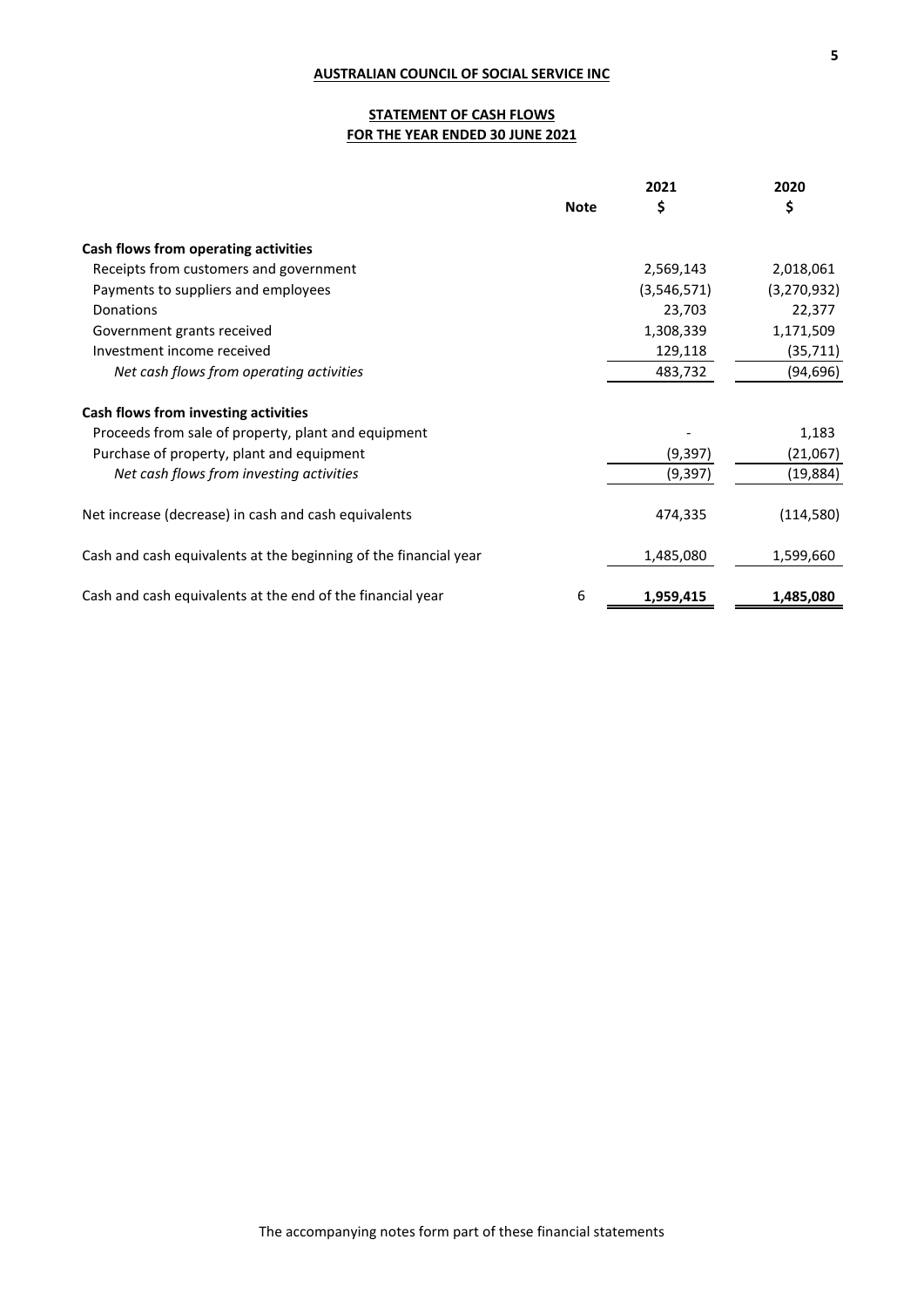**AUSTRALIAN COUNCIL OF SOCIAL SERVICE INC**

**STATEMENT OF CASH FLOWS**
**FOR THE YEAR ENDED 30 JUNE 2021**

| | Note | 2021<br>$ | 2020<br>$ |
|---|---|---|---|
| **Cash flows from operating activities** | | | |
| Receipts from customers and government | | 2,569,143 | 2,018,061 |
| Payments to suppliers and employees | | (3,546,571) | (3,270,932) |
| Donations | | 23,703 | 22,377 |
| Government grants received | | 1,308,339 | 1,171,509 |
| Investment income received | | 129,118 | (35,711) |
| *Net cash flows from operating activities* | | 483,732 | (94,696) |
| **Cash flows from investing activities** | | | |
| Proceeds from sale of property, plant and equipment | | - | 1,183 |
| Purchase of property, plant and equipment | | (9,397) | (21,067) |
| *Net cash flows from investing activities* | | (9,397) | (19,884) |
| Net increase (decrease) in cash and cash equivalents | | 474,335 | (114,580) |
| Cash and cash equivalents at the beginning of the financial year | | 1,485,080 | 1,599,660 |
| Cash and cash equivalents at the end of the financial year | 6 | **1,959,415** | **1,485,080** |

The accompanying notes form part of these financial statements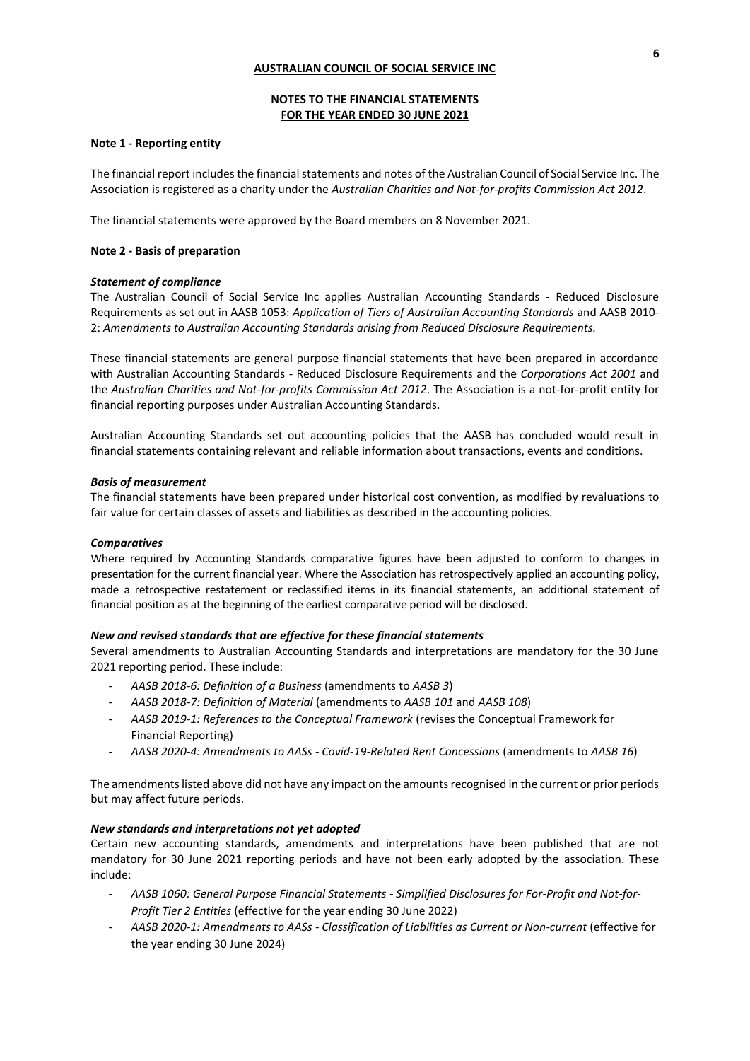**AUSTRALIAN COUNCIL OF SOCIAL SERVICE INC**

**NOTES TO THE FINANCIAL STATEMENTS**
**FOR THE YEAR ENDED 30 JUNE 2021**

## Note 1 - Reporting entity

The financial report includes the financial statements and notes of the Australian Council of Social Service Inc. The Association is registered as a charity under the *Australian Charities and Not-for-profits Commission Act 2012*.

The financial statements were approved by the Board members on 8 November 2021.

## Note 2 - Basis of preparation

### *Statement of compliance*

The Australian Council of Social Service Inc applies Australian Accounting Standards - Reduced Disclosure Requirements as set out in AASB 1053: *Application of Tiers of Australian Accounting Standards* and AASB 2010-2: *Amendments to Australian Accounting Standards arising from Reduced Disclosure Requirements.*

These financial statements are general purpose financial statements that have been prepared in accordance with Australian Accounting Standards - Reduced Disclosure Requirements and the *Corporations Act 2001* and the *Australian Charities and Not-for-profits Commission Act 2012*. The Association is a not-for-profit entity for financial reporting purposes under Australian Accounting Standards.

Australian Accounting Standards set out accounting policies that the AASB has concluded would result in financial statements containing relevant and reliable information about transactions, events and conditions.

### *Basis of measurement*

The financial statements have been prepared under historical cost convention, as modified by revaluations to fair value for certain classes of assets and liabilities as described in the accounting policies.

### *Comparatives*

Where required by Accounting Standards comparative figures have been adjusted to conform to changes in presentation for the current financial year. Where the Association has retrospectively applied an accounting policy, made a retrospective restatement or reclassified items in its financial statements, an additional statement of financial position as at the beginning of the earliest comparative period will be disclosed.

### *New and revised standards that are effective for these financial statements*

Several amendments to Australian Accounting Standards and interpretations are mandatory for the 30 June 2021 reporting period. These include:

- *AASB 2018-6: Definition of a Business* (amendments to *AASB 3*)
- *AASB 2018-7: Definition of Material* (amendments to *AASB 101* and *AASB 108*)
- *AASB 2019-1: References to the Conceptual Framework* (revises the Conceptual Framework for Financial Reporting)
- *AASB 2020-4: Amendments to AASs - Covid-19-Related Rent Concessions* (amendments to *AASB 16*)

The amendments listed above did not have any impact on the amounts recognised in the current or prior periods but may affect future periods.

### *New standards and interpretations not yet adopted*

Certain new accounting standards, amendments and interpretations have been published that are not mandatory for 30 June 2021 reporting periods and have not been early adopted by the association. These include:

- *AASB 1060: General Purpose Financial Statements - Simplified Disclosures for For-Profit and Not-for-Profit Tier 2 Entities* (effective for the year ending 30 June 2022)
- *AASB 2020-1: Amendments to AASs - Classification of Liabilities as Current or Non-current* (effective for the year ending 30 June 2024)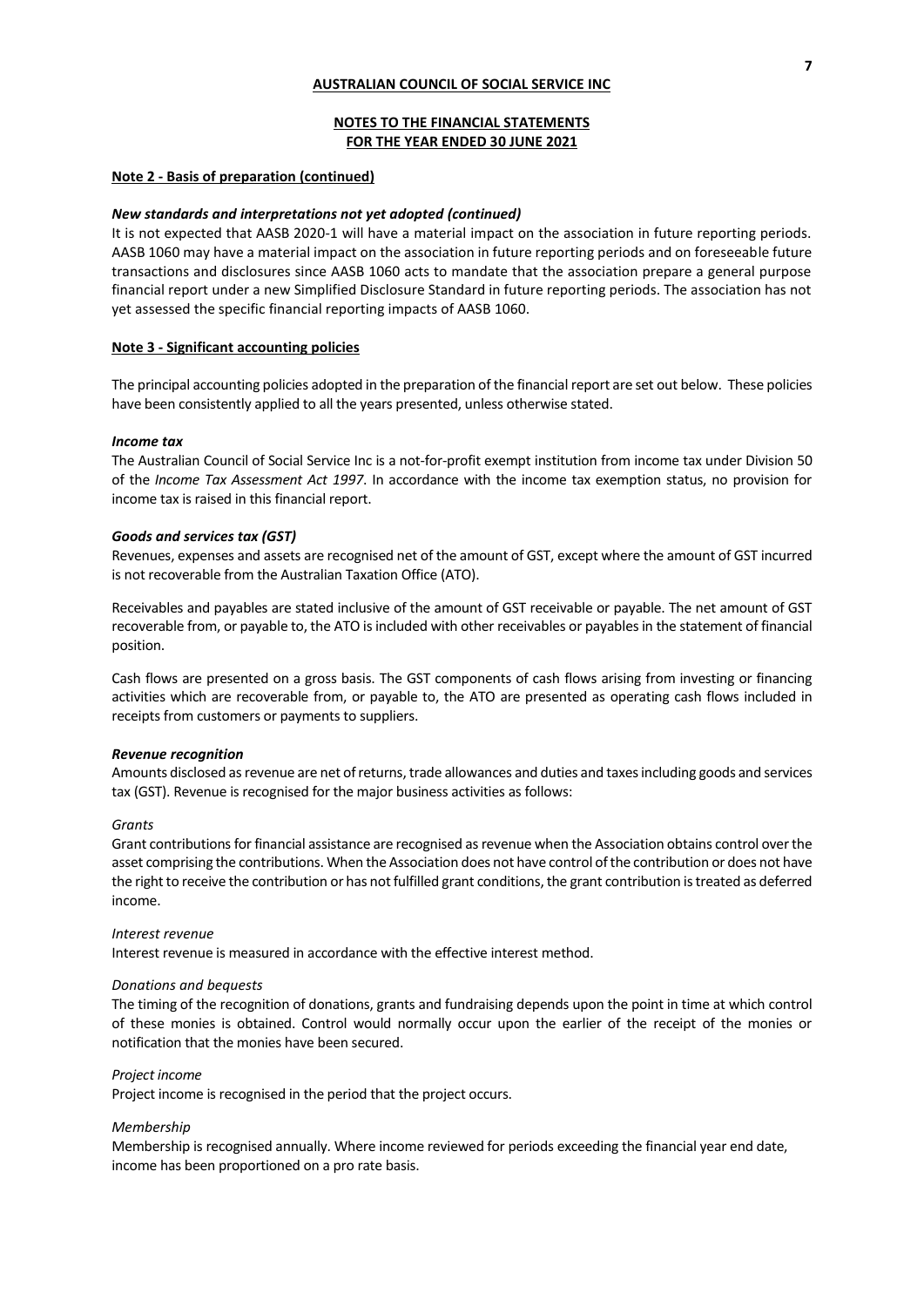**AUSTRALIAN COUNCIL OF SOCIAL SERVICE INC**

**NOTES TO THE FINANCIAL STATEMENTS**
**FOR THE YEAR ENDED 30 JUNE 2021**

**Note 2 - Basis of preparation (continued)**

***New standards and interpretations not yet adopted (continued)***

It is not expected that AASB 2020-1 will have a material impact on the association in future reporting periods. AASB 1060 may have a material impact on the association in future reporting periods and on foreseeable future transactions and disclosures since AASB 1060 acts to mandate that the association prepare a general purpose financial report under a new Simplified Disclosure Standard in future reporting periods. The association has not yet assessed the specific financial reporting impacts of AASB 1060.

**Note 3 - Significant accounting policies**

The principal accounting policies adopted in the preparation of the financial report are set out below. These policies have been consistently applied to all the years presented, unless otherwise stated.

***Income tax***

The Australian Council of Social Service Inc is a not-for-profit exempt institution from income tax under Division 50 of the *Income Tax Assessment Act 1997*. In accordance with the income tax exemption status, no provision for income tax is raised in this financial report.

***Goods and services tax (GST)***

Revenues, expenses and assets are recognised net of the amount of GST, except where the amount of GST incurred is not recoverable from the Australian Taxation Office (ATO).

Receivables and payables are stated inclusive of the amount of GST receivable or payable. The net amount of GST recoverable from, or payable to, the ATO is included with other receivables or payables in the statement of financial position.

Cash flows are presented on a gross basis. The GST components of cash flows arising from investing or financing activities which are recoverable from, or payable to, the ATO are presented as operating cash flows included in receipts from customers or payments to suppliers.

***Revenue recognition***

Amounts disclosed as revenue are net of returns, trade allowances and duties and taxes including goods and services tax (GST). Revenue is recognised for the major business activities as follows:

*Grants*

Grant contributions for financial assistance are recognised as revenue when the Association obtains control over the asset comprising the contributions. When the Association does not have control of the contribution or does not have the right to receive the contribution or has not fulfilled grant conditions, the grant contribution is treated as deferred income.

*Interest revenue*

Interest revenue is measured in accordance with the effective interest method.

*Donations and bequests*

The timing of the recognition of donations, grants and fundraising depends upon the point in time at which control of these monies is obtained. Control would normally occur upon the earlier of the receipt of the monies or notification that the monies have been secured.

*Project income*

Project income is recognised in the period that the project occurs.

*Membership*

Membership is recognised annually. Where income reviewed for periods exceeding the financial year end date, income has been proportioned on a pro rate basis.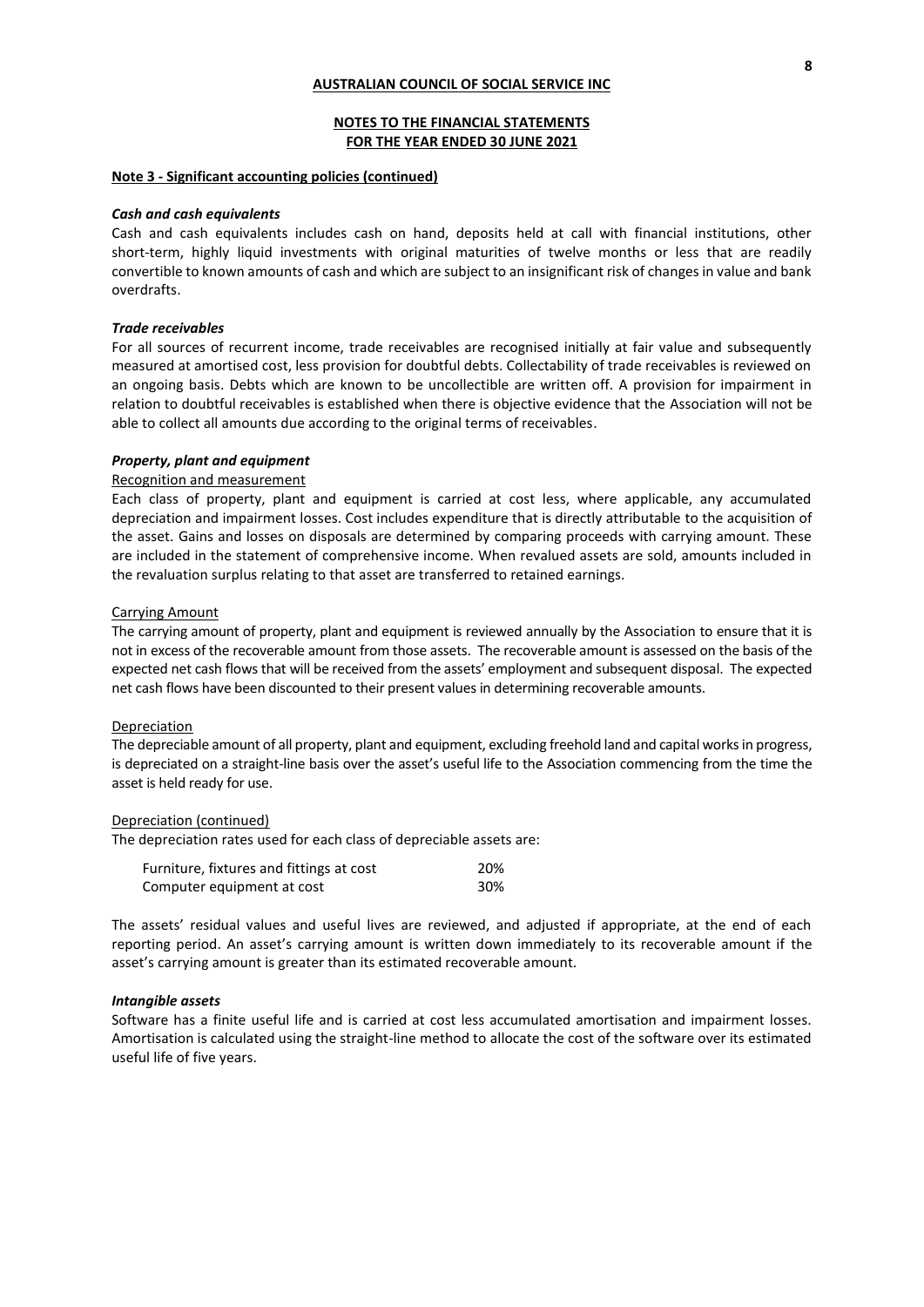**AUSTRALIAN COUNCIL OF SOCIAL SERVICE INC**

**NOTES TO THE FINANCIAL STATEMENTS**
**FOR THE YEAR ENDED 30 JUNE 2021**

**Note 3 - Significant accounting policies (continued)**

***Cash and cash equivalents***

Cash and cash equivalents includes cash on hand, deposits held at call with financial institutions, other short-term, highly liquid investments with original maturities of twelve months or less that are readily convertible to known amounts of cash and which are subject to an insignificant risk of changes in value and bank overdrafts.

***Trade receivables***

For all sources of recurrent income, trade receivables are recognised initially at fair value and subsequently measured at amortised cost, less provision for doubtful debts. Collectability of trade receivables is reviewed on an ongoing basis. Debts which are known to be uncollectible are written off. A provision for impairment in relation to doubtful receivables is established when there is objective evidence that the Association will not be able to collect all amounts due according to the original terms of receivables.

***Property, plant and equipment***

Recognition and measurement

Each class of property, plant and equipment is carried at cost less, where applicable, any accumulated depreciation and impairment losses. Cost includes expenditure that is directly attributable to the acquisition of the asset. Gains and losses on disposals are determined by comparing proceeds with carrying amount. These are included in the statement of comprehensive income. When revalued assets are sold, amounts included in the revaluation surplus relating to that asset are transferred to retained earnings.

Carrying Amount

The carrying amount of property, plant and equipment is reviewed annually by the Association to ensure that it is not in excess of the recoverable amount from those assets. The recoverable amount is assessed on the basis of the expected net cash flows that will be received from the assets' employment and subsequent disposal. The expected net cash flows have been discounted to their present values in determining recoverable amounts.

Depreciation

The depreciable amount of all property, plant and equipment, excluding freehold land and capital works in progress, is depreciated on a straight-line basis over the asset's useful life to the Association commencing from the time the asset is held ready for use.

Depreciation (continued)

The depreciation rates used for each class of depreciable assets are:

| | |
|---|---|
| Furniture, fixtures and fittings at cost | 20% |
| Computer equipment at cost | 30% |

The assets' residual values and useful lives are reviewed, and adjusted if appropriate, at the end of each reporting period. An asset's carrying amount is written down immediately to its recoverable amount if the asset's carrying amount is greater than its estimated recoverable amount.

***Intangible assets***

Software has a finite useful life and is carried at cost less accumulated amortisation and impairment losses. Amortisation is calculated using the straight-line method to allocate the cost of the software over its estimated useful life of five years.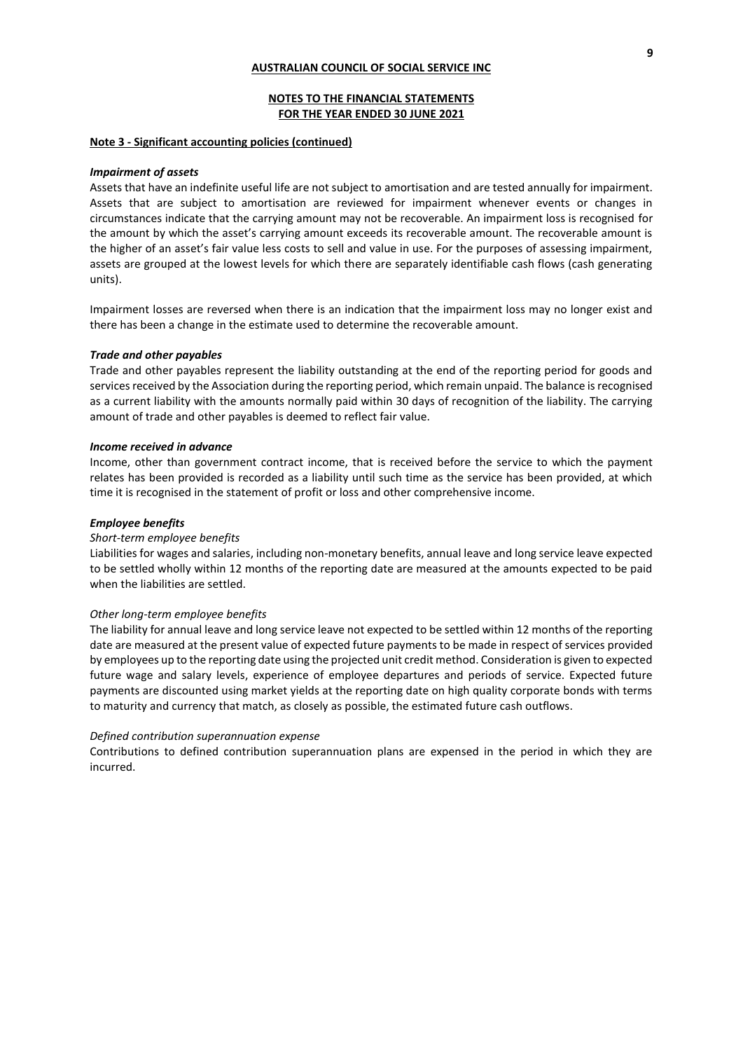**AUSTRALIAN COUNCIL OF SOCIAL SERVICE INC**

**NOTES TO THE FINANCIAL STATEMENTS**
**FOR THE YEAR ENDED 30 JUNE 2021**

**Note 3 - Significant accounting policies (continued)**

***Impairment of assets***

Assets that have an indefinite useful life are not subject to amortisation and are tested annually for impairment. Assets that are subject to amortisation are reviewed for impairment whenever events or changes in circumstances indicate that the carrying amount may not be recoverable. An impairment loss is recognised for the amount by which the asset's carrying amount exceeds its recoverable amount. The recoverable amount is the higher of an asset's fair value less costs to sell and value in use. For the purposes of assessing impairment, assets are grouped at the lowest levels for which there are separately identifiable cash flows (cash generating units).

Impairment losses are reversed when there is an indication that the impairment loss may no longer exist and there has been a change in the estimate used to determine the recoverable amount.

***Trade and other payables***

Trade and other payables represent the liability outstanding at the end of the reporting period for goods and services received by the Association during the reporting period, which remain unpaid. The balance is recognised as a current liability with the amounts normally paid within 30 days of recognition of the liability. The carrying amount of trade and other payables is deemed to reflect fair value.

***Income received in advance***

Income, other than government contract income, that is received before the service to which the payment relates has been provided is recorded as a liability until such time as the service has been provided, at which time it is recognised in the statement of profit or loss and other comprehensive income.

***Employee benefits***

*Short-term employee benefits*

Liabilities for wages and salaries, including non-monetary benefits, annual leave and long service leave expected to be settled wholly within 12 months of the reporting date are measured at the amounts expected to be paid when the liabilities are settled.

*Other long-term employee benefits*

The liability for annual leave and long service leave not expected to be settled within 12 months of the reporting date are measured at the present value of expected future payments to be made in respect of services provided by employees up to the reporting date using the projected unit credit method. Consideration is given to expected future wage and salary levels, experience of employee departures and periods of service. Expected future payments are discounted using market yields at the reporting date on high quality corporate bonds with terms to maturity and currency that match, as closely as possible, the estimated future cash outflows.

*Defined contribution superannuation expense*

Contributions to defined contribution superannuation plans are expensed in the period in which they are incurred.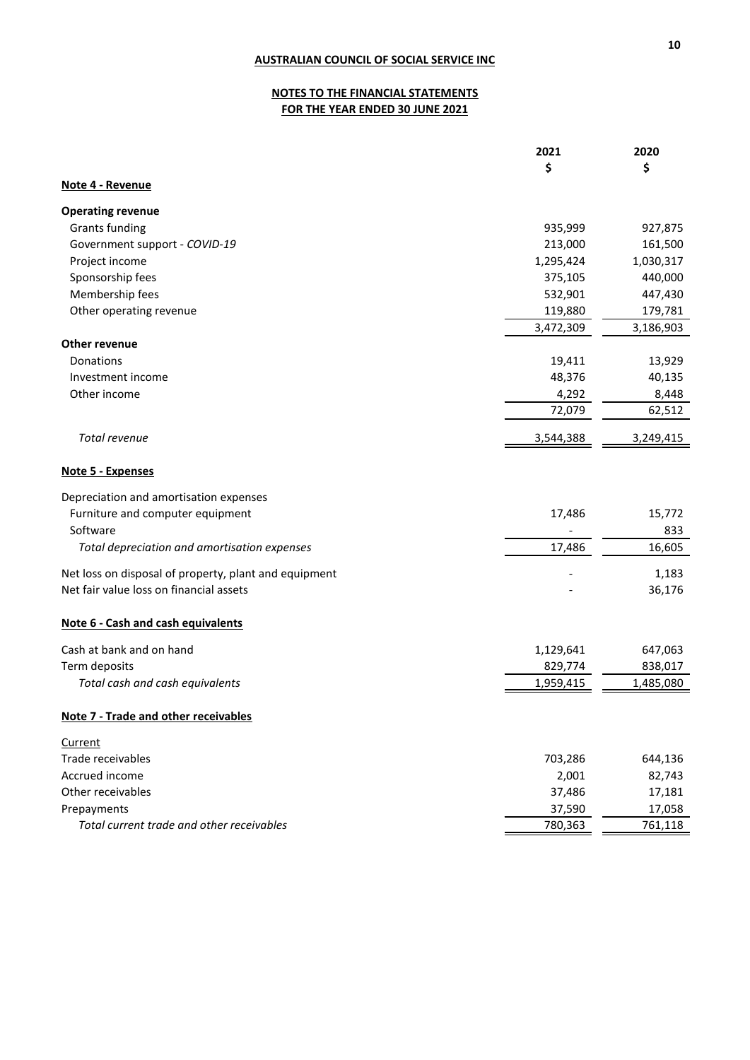**AUSTRALIAN COUNCIL OF SOCIAL SERVICE INC**

**NOTES TO THE FINANCIAL STATEMENTS**
**FOR THE YEAR ENDED 30 JUNE 2021**

| | 2021 | 2020 |
|---|---|---|
| | $ | $ |
| **Note 4 - Revenue** | | |
| **Operating revenue** | | |
| Grants funding | 935,999 | 927,875 |
| Government support - *COVID-19* | 213,000 | 161,500 |
| Project income | 1,295,424 | 1,030,317 |
| Sponsorship fees | 375,105 | 440,000 |
| Membership fees | 532,901 | 447,430 |
| Other operating revenue | 119,880 | 179,781 |
| | 3,472,309 | 3,186,903 |
| **Other revenue** | | |
| Donations | 19,411 | 13,929 |
| Investment income | 48,376 | 40,135 |
| Other income | 4,292 | 8,448 |
| | 72,079 | 62,512 |
| *Total revenue* | 3,544,388 | 3,249,415 |
| **Note 5 - Expenses** | | |
| Depreciation and amortisation expenses | | |
| Furniture and computer equipment | 17,486 | 15,772 |
| Software | - | 833 |
| *Total depreciation and amortisation expenses* | 17,486 | 16,605 |
| Net loss on disposal of property, plant and equipment | - | 1,183 |
| Net fair value loss on financial assets | - | 36,176 |
| **Note 6 - Cash and cash equivalents** | | |
| Cash at bank and on hand | 1,129,641 | 647,063 |
| Term deposits | 829,774 | 838,017 |
| *Total cash and cash equivalents* | 1,959,415 | 1,485,080 |
| **Note 7 - Trade and other receivables** | | |
| Current | | |
| Trade receivables | 703,286 | 644,136 |
| Accrued income | 2,001 | 82,743 |
| Other receivables | 37,486 | 17,181 |
| Prepayments | 37,590 | 17,058 |
| *Total current trade and other receivables* | 780,363 | 761,118 |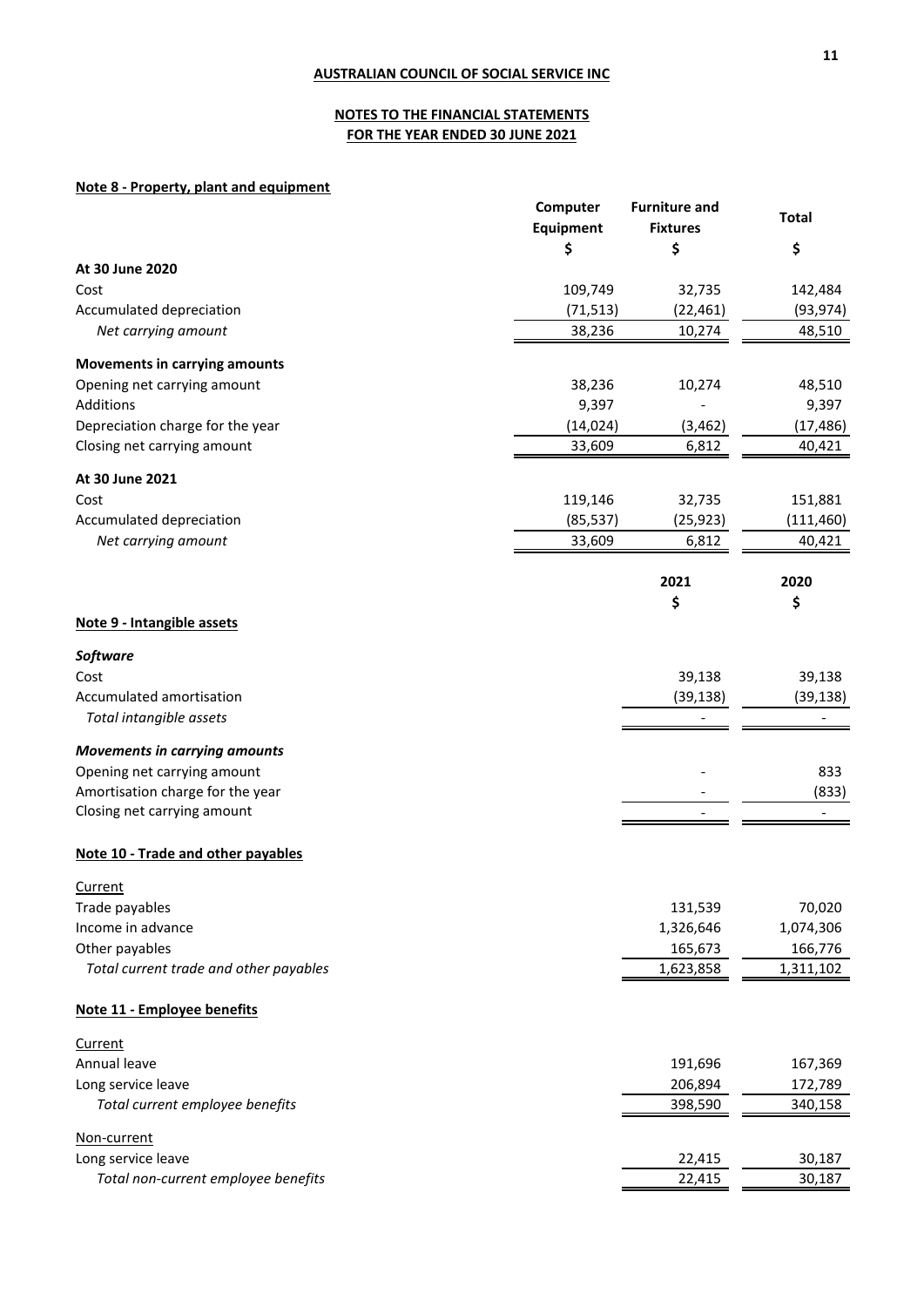**AUSTRALIAN COUNCIL OF SOCIAL SERVICE INC**

**NOTES TO THE FINANCIAL STATEMENTS**
**FOR THE YEAR ENDED 30 JUNE 2021**

## Note 8 - Property, plant and equipment

| | Computer Equipment | Furniture and Fixtures | Total |
|---|---|---|---|
| | $ | $ | $ |
| **At 30 June 2020** | | | |
| Cost | 109,749 | 32,735 | 142,484 |
| Accumulated depreciation | (71,513) | (22,461) | (93,974) |
| *Net carrying amount* | 38,236 | 10,274 | 48,510 |
| **Movements in carrying amounts** | | | |
| Opening net carrying amount | 38,236 | 10,274 | 48,510 |
| Additions | 9,397 | - | 9,397 |
| Depreciation charge for the year | (14,024) | (3,462) | (17,486) |
| Closing net carrying amount | 33,609 | 6,812 | 40,421 |
| **At 30 June 2021** | | | |
| Cost | 119,146 | 32,735 | 151,881 |
| Accumulated depreciation | (85,537) | (25,923) | (111,460) |
| *Net carrying amount* | 33,609 | 6,812 | 40,421 |

| | 2021 | 2020 |
|---|---|---|
| | $ | $ |

## Note 9 - Intangible assets

| | 2021 | 2020 |
|---|---|---|
| | $ | $ |
| ***Software*** | | |
| Cost | 39,138 | 39,138 |
| Accumulated amortisation | (39,138) | (39,138) |
| *Total intangible assets* | - | - |
| ***Movements in carrying amounts*** | | |
| Opening net carrying amount | - | 833 |
| Amortisation charge for the year | - | (833) |
| Closing net carrying amount | - | - |

## Note 10 - Trade and other payables

| | 2021 | 2020 |
|---|---|---|
| | $ | $ |
| Current | | |
| Trade payables | 131,539 | 70,020 |
| Income in advance | 1,326,646 | 1,074,306 |
| Other payables | 165,673 | 166,776 |
| *Total current trade and other payables* | 1,623,858 | 1,311,102 |

## Note 11 - Employee benefits

| | 2021 | 2020 |
|---|---|---|
| | $ | $ |
| Current | | |
| Annual leave | 191,696 | 167,369 |
| Long service leave | 206,894 | 172,789 |
| *Total current employee benefits* | 398,590 | 340,158 |
| Non-current | | |
| Long service leave | 22,415 | 30,187 |
| *Total non-current employee benefits* | 22,415 | 30,187 |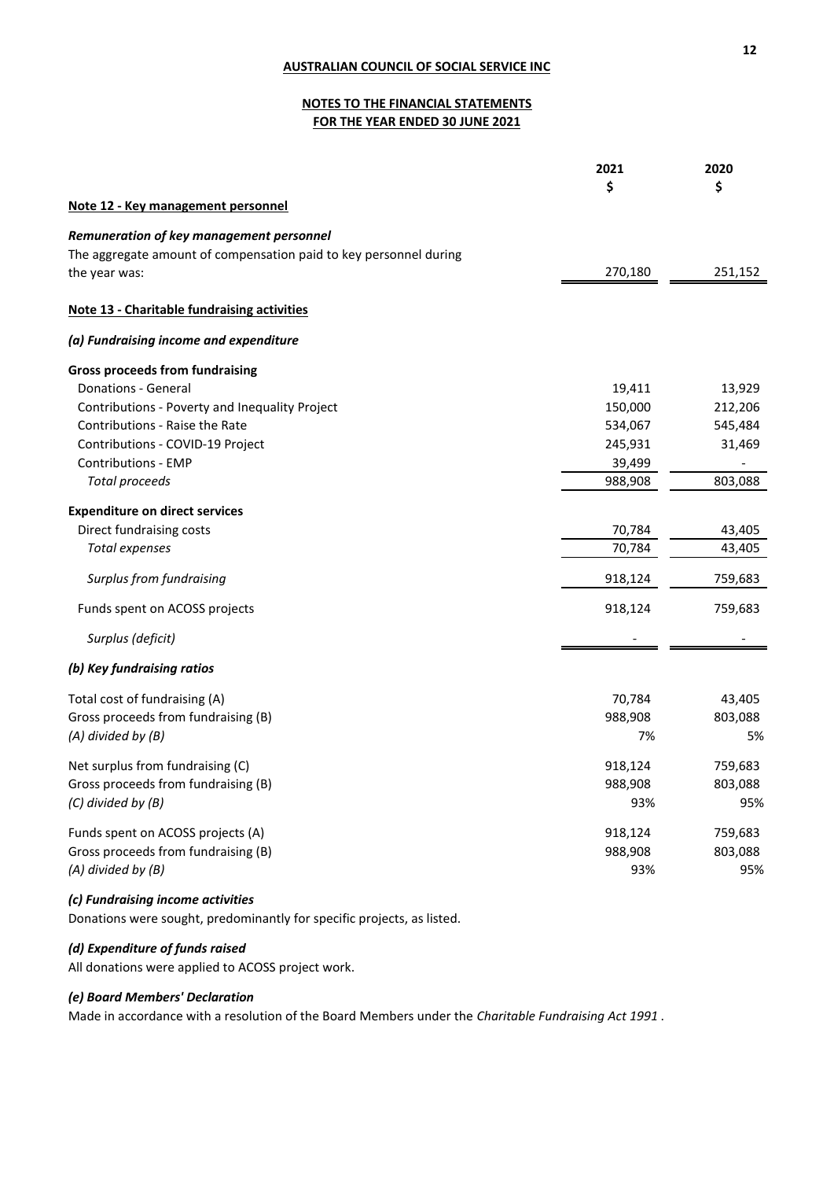**AUSTRALIAN COUNCIL OF SOCIAL SERVICE INC**

**NOTES TO THE FINANCIAL STATEMENTS**
**FOR THE YEAR ENDED 30 JUNE 2021**

| | 2021 $ | 2020 $ |
|---|---|---|
| **Note 12 - Key management personnel** | | |
| ***Remuneration of key management personnel*** | | |
| The aggregate amount of compensation paid to key personnel during the year was: | 270,180 | 251,152 |

**Note 13 - Charitable fundraising activities**

***(a) Fundraising income and expenditure***

| | 2021 $ | 2020 $ |
|---|---|---|
| **Gross proceeds from fundraising** | | |
| Donations - General | 19,411 | 13,929 |
| Contributions - Poverty and Inequality Project | 150,000 | 212,206 |
| Contributions - Raise the Rate | 534,067 | 545,484 |
| Contributions - COVID-19 Project | 245,931 | 31,469 |
| Contributions - EMP | 39,499 | - |
| *Total proceeds* | 988,908 | 803,088 |
| **Expenditure on direct services** | | |
| Direct fundraising costs | 70,784 | 43,405 |
| *Total expenses* | 70,784 | 43,405 |
| *Surplus from fundraising* | 918,124 | 759,683 |
| Funds spent on ACOSS projects | 918,124 | 759,683 |
| *Surplus (deficit)* | - | - |

***(b) Key fundraising ratios***

| | 2021 | 2020 |
|---|---|---|
| Total cost of fundraising (A) | 70,784 | 43,405 |
| Gross proceeds from fundraising (B) | 988,908 | 803,088 |
| *(A) divided by (B)* | 7% | 5% |
| Net surplus from fundraising (C) | 918,124 | 759,683 |
| Gross proceeds from fundraising (B) | 988,908 | 803,088 |
| *(C) divided by (B)* | 93% | 95% |
| Funds spent on ACOSS projects (A) | 918,124 | 759,683 |
| Gross proceeds from fundraising (B) | 988,908 | 803,088 |
| *(A) divided by (B)* | 93% | 95% |

***(c) Fundraising income activities***

Donations were sought, predominantly for specific projects, as listed.

***(d) Expenditure of funds raised***

All donations were applied to ACOSS project work.

***(e) Board Members' Declaration***

Made in accordance with a resolution of the Board Members under the *Charitable Fundraising Act 1991* .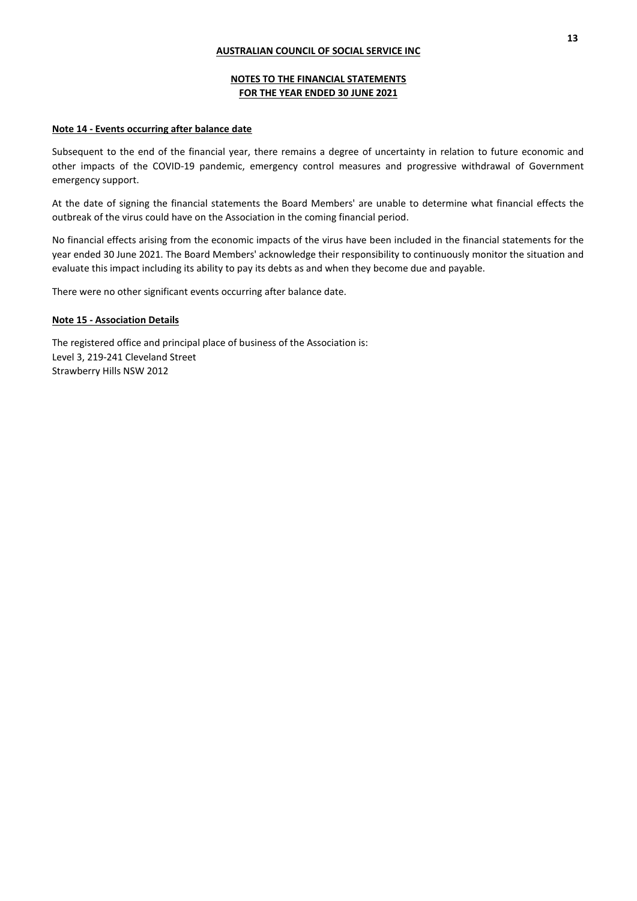**AUSTRALIAN COUNCIL OF SOCIAL SERVICE INC**

**NOTES TO THE FINANCIAL STATEMENTS**
**FOR THE YEAR ENDED 30 JUNE 2021**

**Note 14 - Events occurring after balance date**

Subsequent to the end of the financial year, there remains a degree of uncertainty in relation to future economic and other impacts of the COVID-19 pandemic, emergency control measures and progressive withdrawal of Government emergency support.

At the date of signing the financial statements the Board Members' are unable to determine what financial effects the outbreak of the virus could have on the Association in the coming financial period.

No financial effects arising from the economic impacts of the virus have been included in the financial statements for the year ended 30 June 2021. The Board Members' acknowledge their responsibility to continuously monitor the situation and evaluate this impact including its ability to pay its debts as and when they become due and payable.

There were no other significant events occurring after balance date.

**Note 15 - Association Details**

The registered office and principal place of business of the Association is:
Level 3, 219-241 Cleveland Street
Strawberry Hills NSW 2012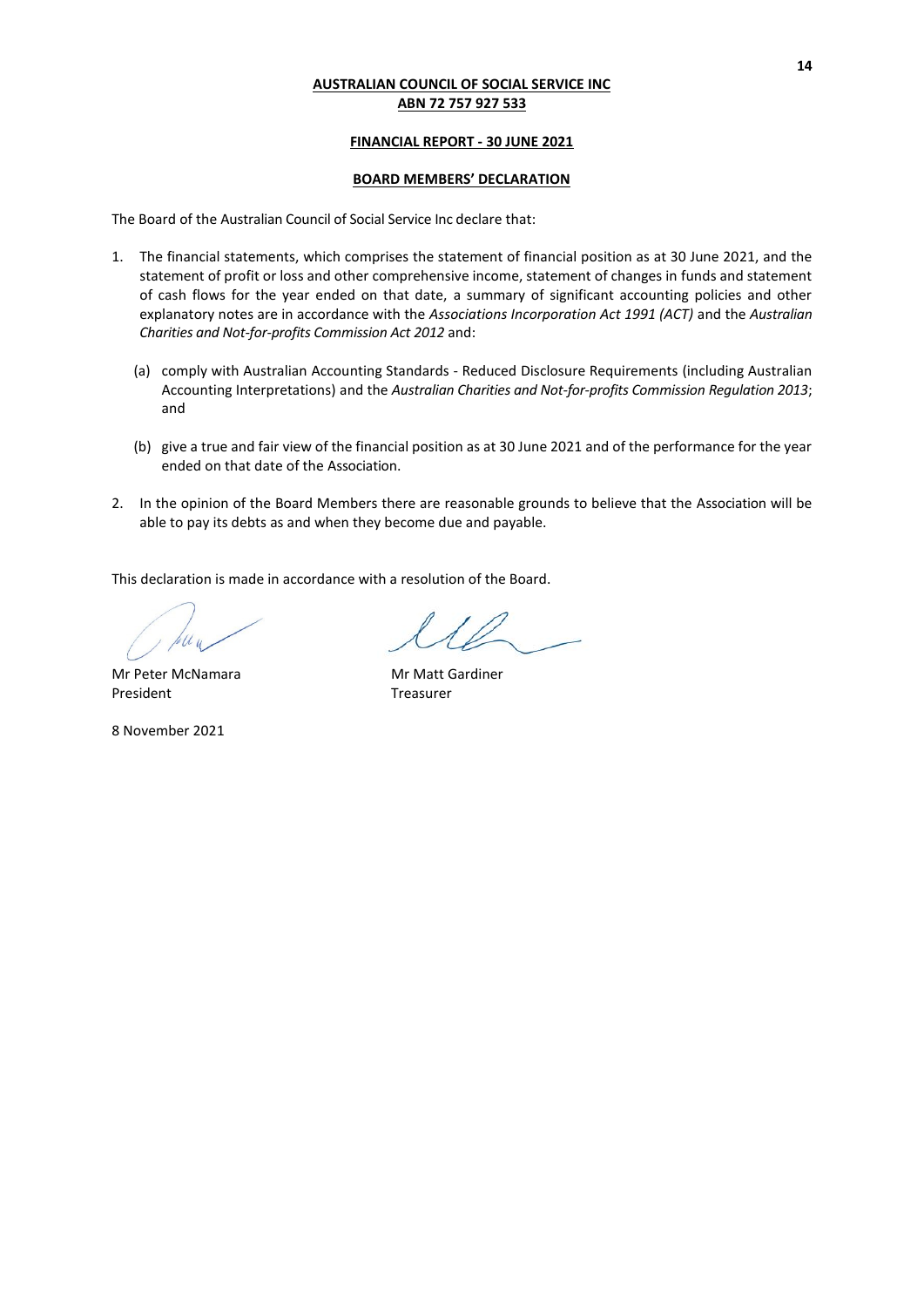**AUSTRALIAN COUNCIL OF SOCIAL SERVICE INC**
**ABN 72 757 927 533**

**FINANCIAL REPORT - 30 JUNE 2021**

**BOARD MEMBERS' DECLARATION**

The Board of the Australian Council of Social Service Inc declare that:

1. The financial statements, which comprises the statement of financial position as at 30 June 2021, and the statement of profit or loss and other comprehensive income, statement of changes in funds and statement of cash flows for the year ended on that date, a summary of significant accounting policies and other explanatory notes are in accordance with the *Associations Incorporation Act 1991 (ACT)* and the *Australian Charities and Not-for-profits Commission Act 2012* and:

   (a) comply with Australian Accounting Standards - Reduced Disclosure Requirements (including Australian Accounting Interpretations) and the *Australian Charities and Not-for-profits Commission Regulation 2013*; and

   (b) give a true and fair view of the financial position as at 30 June 2021 and of the performance for the year ended on that date of the Association.

2. In the opinion of the Board Members there are reasonable grounds to believe that the Association will be able to pay its debts as and when they become due and payable.

This declaration is made in accordance with a resolution of the Board.

| | |
|---|---|
| Mr Peter McNamara | Mr Matt Gardiner |
| President | Treasurer |

8 November 2021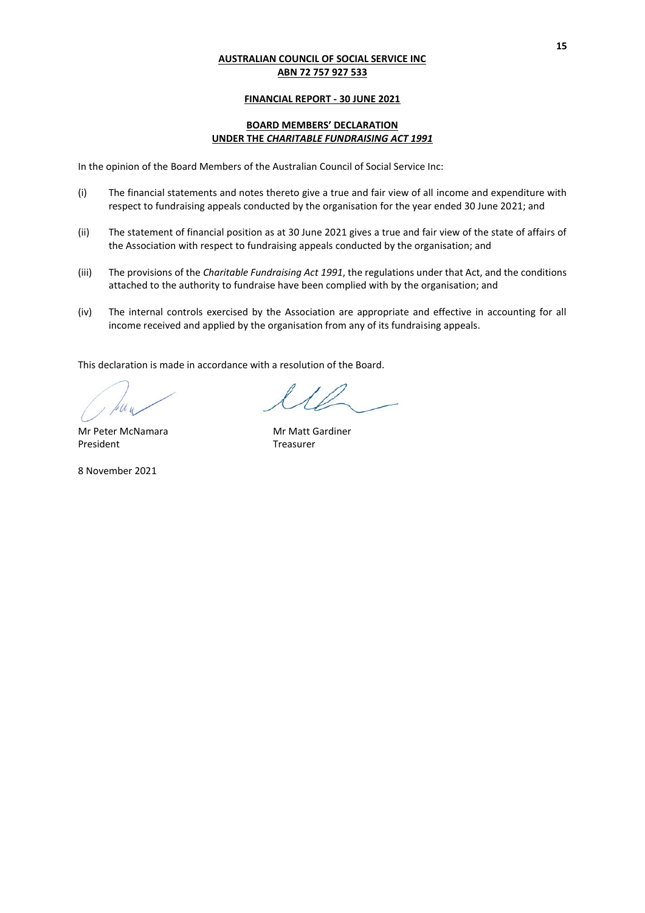**AUSTRALIAN COUNCIL OF SOCIAL SERVICE INC**
**ABN 72 757 927 533**

**FINANCIAL REPORT - 30 JUNE 2021**

**BOARD MEMBERS' DECLARATION**
**UNDER THE *CHARITABLE FUNDRAISING ACT 1991***

In the opinion of the Board Members of the Australian Council of Social Service Inc:

(i) The financial statements and notes thereto give a true and fair view of all income and expenditure with respect to fundraising appeals conducted by the organisation for the year ended 30 June 2021; and

(ii) The statement of financial position as at 30 June 2021 gives a true and fair view of the state of affairs of the Association with respect to fundraising appeals conducted by the organisation; and

(iii) The provisions of the *Charitable Fundraising Act 1991*, the regulations under that Act, and the conditions attached to the authority to fundraise have been complied with by the organisation; and

(iv) The internal controls exercised by the Association are appropriate and effective in accounting for all income received and applied by the organisation from any of its fundraising appeals.

This declaration is made in accordance with a resolution of the Board.

Mr Peter McNamara
President

Mr Matt Gardiner
Treasurer

8 November 2021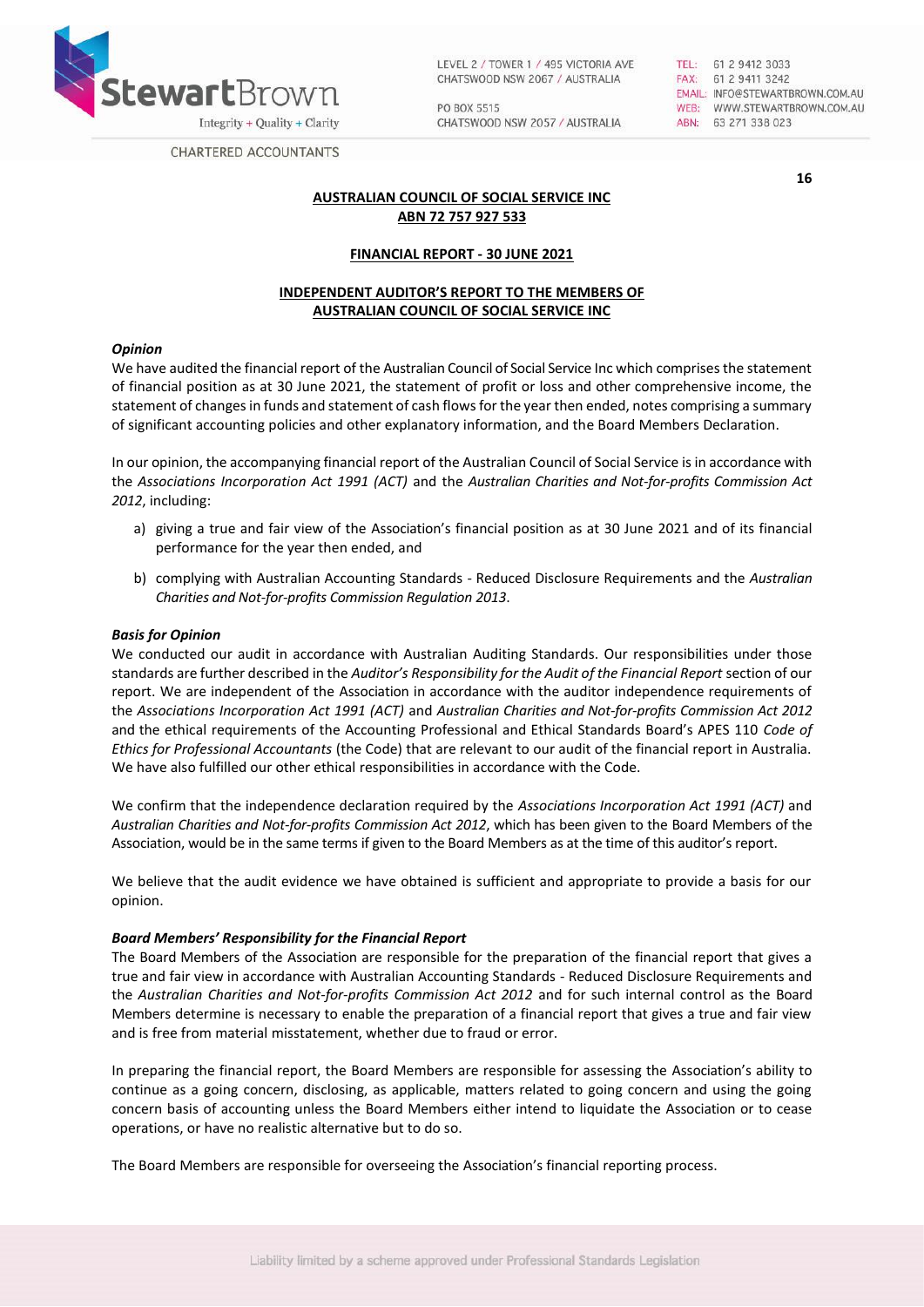**AUSTRALIAN COUNCIL OF SOCIAL SERVICE INC**
**ABN 72 757 927 533**

**FINANCIAL REPORT - 30 JUNE 2021**

**INDEPENDENT AUDITOR'S REPORT TO THE MEMBERS OF AUSTRALIAN COUNCIL OF SOCIAL SERVICE INC**

***Opinion***

We have audited the financial report of the Australian Council of Social Service Inc which comprises the statement of financial position as at 30 June 2021, the statement of profit or loss and other comprehensive income, the statement of changes in funds and statement of cash flows for the year then ended, notes comprising a summary of significant accounting policies and other explanatory information, and the Board Members Declaration.

In our opinion, the accompanying financial report of the Australian Council of Social Service is in accordance with the *Associations Incorporation Act 1991 (ACT)* and the *Australian Charities and Not-for-profits Commission Act 2012*, including:

a) giving a true and fair view of the Association's financial position as at 30 June 2021 and of its financial performance for the year then ended, and

b) complying with Australian Accounting Standards - Reduced Disclosure Requirements and the *Australian Charities and Not-for-profits Commission Regulation 2013*.

***Basis for Opinion***

We conducted our audit in accordance with Australian Auditing Standards. Our responsibilities under those standards are further described in the *Auditor's Responsibility for the Audit of the Financial Report* section of our report. We are independent of the Association in accordance with the auditor independence requirements of the *Associations Incorporation Act 1991 (ACT)* and *Australian Charities and Not-for-profits Commission Act 2012* and the ethical requirements of the Accounting Professional and Ethical Standards Board's APES 110 *Code of Ethics for Professional Accountants* (the Code) that are relevant to our audit of the financial report in Australia. We have also fulfilled our other ethical responsibilities in accordance with the Code.

We confirm that the independence declaration required by the *Associations Incorporation Act 1991 (ACT)* and *Australian Charities and Not-for-profits Commission Act 2012*, which has been given to the Board Members of the Association, would be in the same terms if given to the Board Members as at the time of this auditor's report.

We believe that the audit evidence we have obtained is sufficient and appropriate to provide a basis for our opinion.

***Board Members' Responsibility for the Financial Report***

The Board Members of the Association are responsible for the preparation of the financial report that gives a true and fair view in accordance with Australian Accounting Standards - Reduced Disclosure Requirements and the *Australian Charities and Not-for-profits Commission Act 2012* and for such internal control as the Board Members determine is necessary to enable the preparation of a financial report that gives a true and fair view and is free from material misstatement, whether due to fraud or error.

In preparing the financial report, the Board Members are responsible for assessing the Association's ability to continue as a going concern, disclosing, as applicable, matters related to going concern and using the going concern basis of accounting unless the Board Members either intend to liquidate the Association or to cease operations, or have no realistic alternative but to do so.

The Board Members are responsible for overseeing the Association's financial reporting process.

Liability limited by a scheme approved under Professional Standards Legislation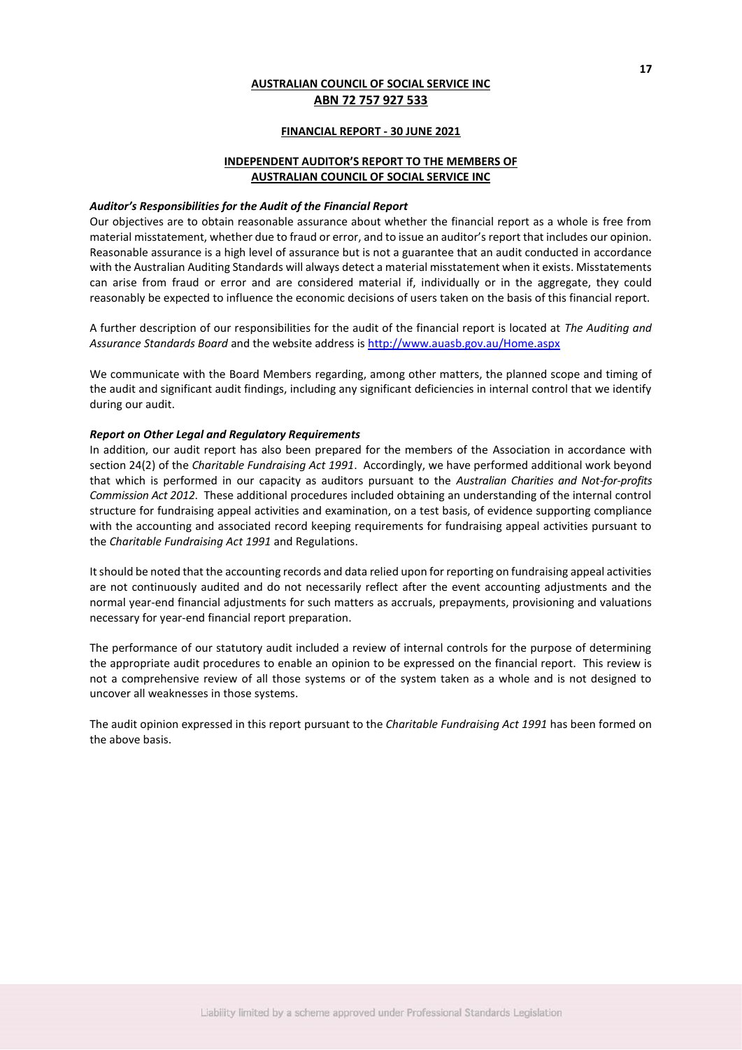**AUSTRALIAN COUNCIL OF SOCIAL SERVICE INC**
**ABN 72 757 927 533**

**FINANCIAL REPORT - 30 JUNE 2021**

**INDEPENDENT AUDITOR'S REPORT TO THE MEMBERS OF AUSTRALIAN COUNCIL OF SOCIAL SERVICE INC**

***Auditor's Responsibilities for the Audit of the Financial Report***

Our objectives are to obtain reasonable assurance about whether the financial report as a whole is free from material misstatement, whether due to fraud or error, and to issue an auditor's report that includes our opinion. Reasonable assurance is a high level of assurance but is not a guarantee that an audit conducted in accordance with the Australian Auditing Standards will always detect a material misstatement when it exists. Misstatements can arise from fraud or error and are considered material if, individually or in the aggregate, they could reasonably be expected to influence the economic decisions of users taken on the basis of this financial report.

A further description of our responsibilities for the audit of the financial report is located at *The Auditing and Assurance Standards Board* and the website address is http://www.auasb.gov.au/Home.aspx

We communicate with the Board Members regarding, among other matters, the planned scope and timing of the audit and significant audit findings, including any significant deficiencies in internal control that we identify during our audit.

***Report on Other Legal and Regulatory Requirements***

In addition, our audit report has also been prepared for the members of the Association in accordance with section 24(2) of the *Charitable Fundraising Act 1991*. Accordingly, we have performed additional work beyond that which is performed in our capacity as auditors pursuant to the *Australian Charities and Not-for-profits Commission Act 2012*. These additional procedures included obtaining an understanding of the internal control structure for fundraising appeal activities and examination, on a test basis, of evidence supporting compliance with the accounting and associated record keeping requirements for fundraising appeal activities pursuant to the *Charitable Fundraising Act 1991* and Regulations.

It should be noted that the accounting records and data relied upon for reporting on fundraising appeal activities are not continuously audited and do not necessarily reflect after the event accounting adjustments and the normal year-end financial adjustments for such matters as accruals, prepayments, provisioning and valuations necessary for year-end financial report preparation.

The performance of our statutory audit included a review of internal controls for the purpose of determining the appropriate audit procedures to enable an opinion to be expressed on the financial report. This review is not a comprehensive review of all those systems or of the system taken as a whole and is not designed to uncover all weaknesses in those systems.

The audit opinion expressed in this report pursuant to the *Charitable Fundraising Act 1991* has been formed on the above basis.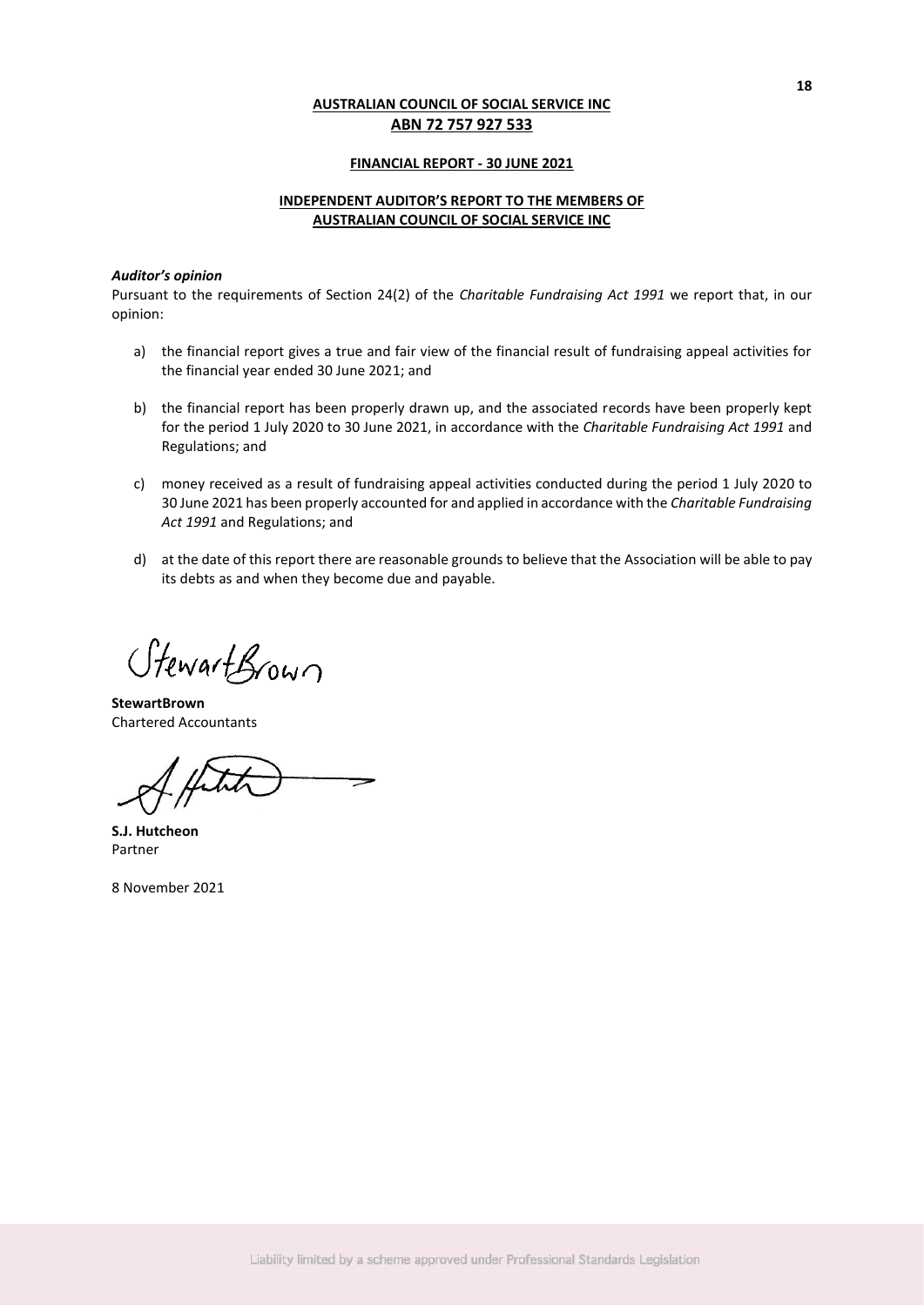**AUSTRALIAN COUNCIL OF SOCIAL SERVICE INC**
**ABN 72 757 927 533**

**FINANCIAL REPORT - 30 JUNE 2021**

**INDEPENDENT AUDITOR'S REPORT TO THE MEMBERS OF AUSTRALIAN COUNCIL OF SOCIAL SERVICE INC**

***Auditor's opinion***

Pursuant to the requirements of Section 24(2) of the *Charitable Fundraising Act 1991* we report that, in our opinion:

a) the financial report gives a true and fair view of the financial result of fundraising appeal activities for the financial year ended 30 June 2021; and

b) the financial report has been properly drawn up, and the associated records have been properly kept for the period 1 July 2020 to 30 June 2021, in accordance with the *Charitable Fundraising Act 1991* and Regulations; and

c) money received as a result of fundraising appeal activities conducted during the period 1 July 2020 to 30 June 2021 has been properly accounted for and applied in accordance with the *Charitable Fundraising Act 1991* and Regulations; and

d) at the date of this report there are reasonable grounds to believe that the Association will be able to pay its debts as and when they become due and payable.

**StewartBrown**
Chartered Accountants

**S.J. Hutcheon**
Partner

8 November 2021

Liability limited by a scheme approved under Professional Standards Legislation